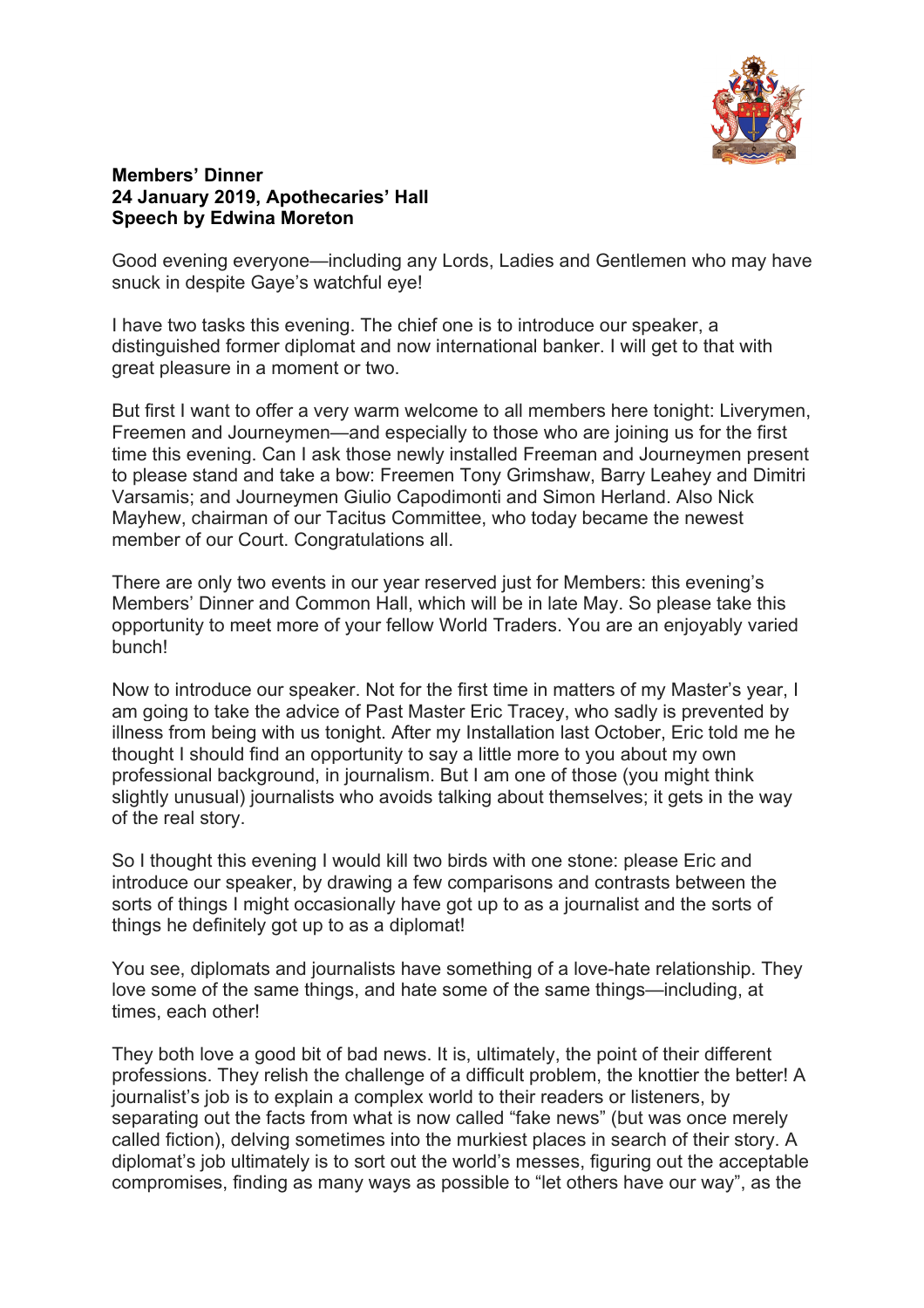**Members' Dinner**
**24 January 2019, Apothecaries' Hall**
**Speech by Edwina Moreton**

Good evening everyone—including any Lords, Ladies and Gentlemen who may have snuck in despite Gaye's watchful eye!

I have two tasks this evening. The chief one is to introduce our speaker, a distinguished former diplomat and now international banker. I will get to that with great pleasure in a moment or two.

But first I want to offer a very warm welcome to all members here tonight: Liverymen, Freemen and Journeymen—and especially to those who are joining us for the first time this evening. Can I ask those newly installed Freeman and Journeymen present to please stand and take a bow: Freemen Tony Grimshaw, Barry Leahey and Dimitri Varsamis; and Journeymen Giulio Capodimonti and Simon Herland. Also Nick Mayhew, chairman of our Tacitus Committee, who today became the newest member of our Court. Congratulations all.

There are only two events in our year reserved just for Members: this evening's Members' Dinner and Common Hall, which will be in late May. So please take this opportunity to meet more of your fellow World Traders. You are an enjoyably varied bunch!

Now to introduce our speaker. Not for the first time in matters of my Master's year, I am going to take the advice of Past Master Eric Tracey, who sadly is prevented by illness from being with us tonight. After my Installation last October, Eric told me he thought I should find an opportunity to say a little more to you about my own professional background, in journalism. But I am one of those (you might think slightly unusual) journalists who avoids talking about themselves; it gets in the way of the real story.

So I thought this evening I would kill two birds with one stone: please Eric and introduce our speaker, by drawing a few comparisons and contrasts between the sorts of things I might occasionally have got up to as a journalist and the sorts of things he definitely got up to as a diplomat!

You see, diplomats and journalists have something of a love-hate relationship. They love some of the same things, and hate some of the same things—including, at times, each other!

They both love a good bit of bad news. It is, ultimately, the point of their different professions. They relish the challenge of a difficult problem, the knottier the better! A journalist's job is to explain a complex world to their readers or listeners, by separating out the facts from what is now called "fake news" (but was once merely called fiction), delving sometimes into the murkiest places in search of their story. A diplomat's job ultimately is to sort out the world's messes, figuring out the acceptable compromises, finding as many ways as possible to "let others have our way", as the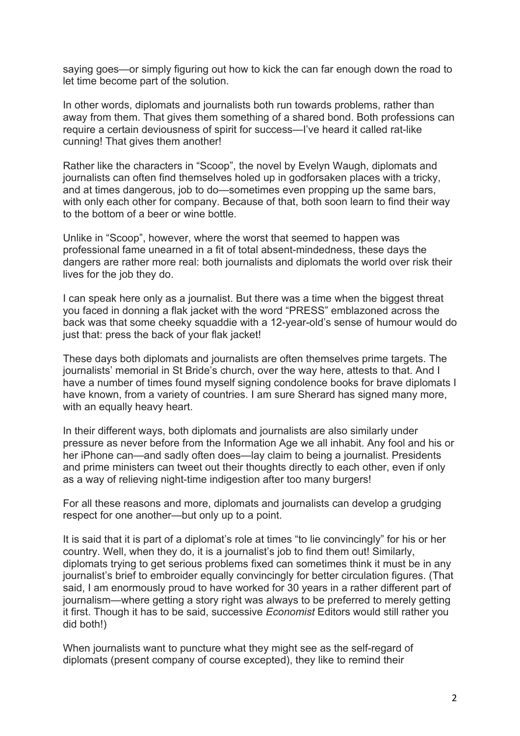saying goes—or simply figuring out how to kick the can far enough down the road to let time become part of the solution.

In other words, diplomats and journalists both run towards problems, rather than away from them. That gives them something of a shared bond. Both professions can require a certain deviousness of spirit for success—I've heard it called rat-like cunning! That gives them another!

Rather like the characters in "Scoop", the novel by Evelyn Waugh, diplomats and journalists can often find themselves holed up in godforsaken places with a tricky, and at times dangerous, job to do—sometimes even propping up the same bars, with only each other for company. Because of that, both soon learn to find their way to the bottom of a beer or wine bottle.

Unlike in "Scoop", however, where the worst that seemed to happen was professional fame unearned in a fit of total absent-mindedness, these days the dangers are rather more real: both journalists and diplomats the world over risk their lives for the job they do.

I can speak here only as a journalist. But there was a time when the biggest threat you faced in donning a flak jacket with the word "PRESS" emblazoned across the back was that some cheeky squaddie with a 12-year-old's sense of humour would do just that: press the back of your flak jacket!

These days both diplomats and journalists are often themselves prime targets. The journalists' memorial in St Bride's church, over the way here, attests to that. And I have a number of times found myself signing condolence books for brave diplomats I have known, from a variety of countries. I am sure Sherard has signed many more, with an equally heavy heart.

In their different ways, both diplomats and journalists are also similarly under pressure as never before from the Information Age we all inhabit. Any fool and his or her iPhone can—and sadly often does—lay claim to being a journalist. Presidents and prime ministers can tweet out their thoughts directly to each other, even if only as a way of relieving night-time indigestion after too many burgers!

For all these reasons and more, diplomats and journalists can develop a grudging respect for one another—but only up to a point.

It is said that it is part of a diplomat's role at times "to lie convincingly" for his or her country. Well, when they do, it is a journalist's job to find them out! Similarly, diplomats trying to get serious problems fixed can sometimes think it must be in any journalist's brief to embroider equally convincingly for better circulation figures. (That said, I am enormously proud to have worked for 30 years in a rather different part of journalism—where getting a story right was always to be preferred to merely getting it first. Though it has to be said, successive *Economist* Editors would still rather you did both!)

When journalists want to puncture what they might see as the self-regard of diplomats (present company of course excepted), they like to remind their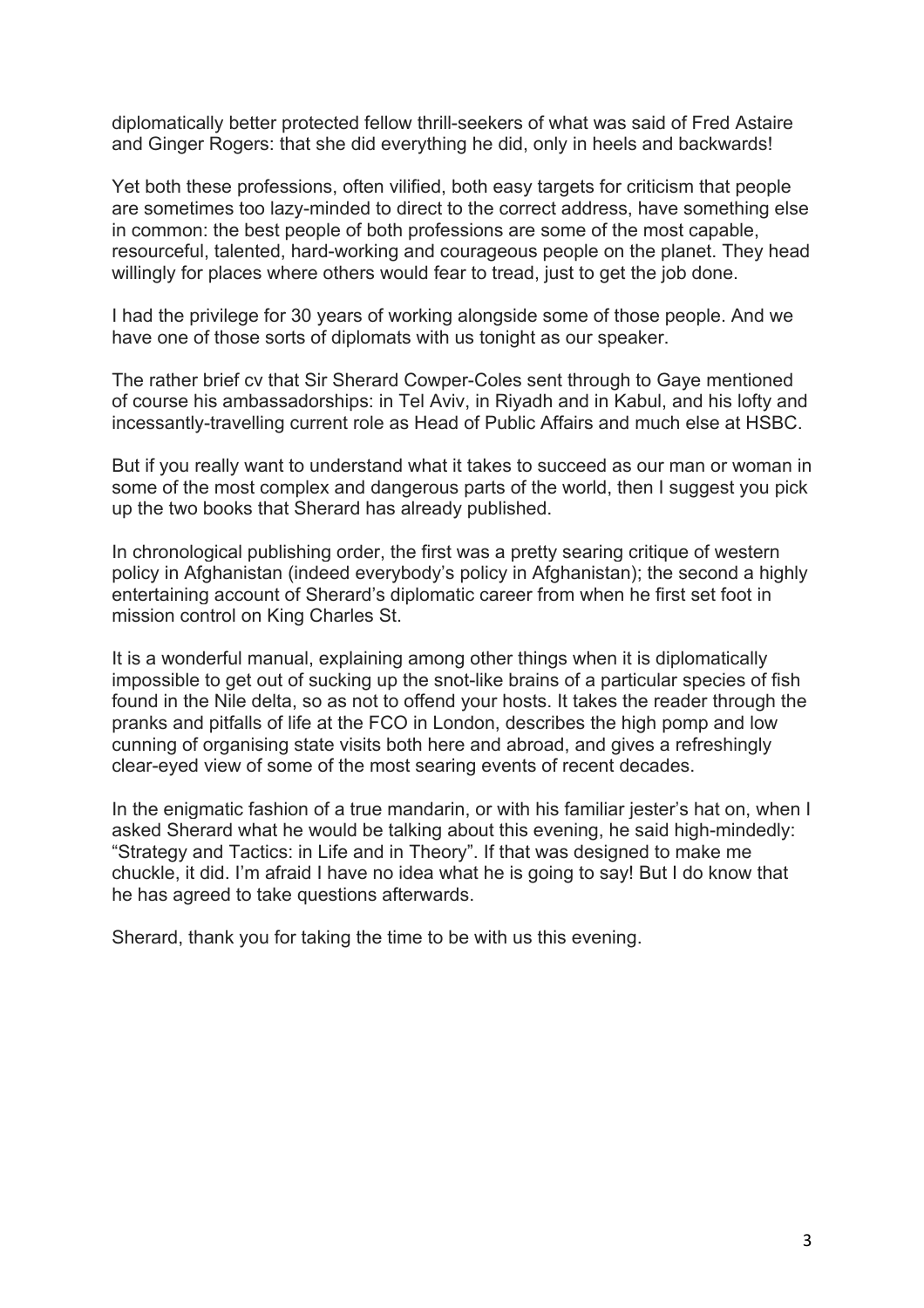diplomatically better protected fellow thrill-seekers of what was said of Fred Astaire and Ginger Rogers: that she did everything he did, only in heels and backwards!

Yet both these professions, often vilified, both easy targets for criticism that people are sometimes too lazy-minded to direct to the correct address, have something else in common: the best people of both professions are some of the most capable, resourceful, talented, hard-working and courageous people on the planet. They head willingly for places where others would fear to tread, just to get the job done.

I had the privilege for 30 years of working alongside some of those people. And we have one of those sorts of diplomats with us tonight as our speaker.

The rather brief cv that Sir Sherard Cowper-Coles sent through to Gaye mentioned of course his ambassadorships: in Tel Aviv, in Riyadh and in Kabul, and his lofty and incessantly-travelling current role as Head of Public Affairs and much else at HSBC.

But if you really want to understand what it takes to succeed as our man or woman in some of the most complex and dangerous parts of the world, then I suggest you pick up the two books that Sherard has already published.

In chronological publishing order, the first was a pretty searing critique of western policy in Afghanistan (indeed everybody's policy in Afghanistan); the second a highly entertaining account of Sherard's diplomatic career from when he first set foot in mission control on King Charles St.

It is a wonderful manual, explaining among other things when it is diplomatically impossible to get out of sucking up the snot-like brains of a particular species of fish found in the Nile delta, so as not to offend your hosts. It takes the reader through the pranks and pitfalls of life at the FCO in London, describes the high pomp and low cunning of organising state visits both here and abroad, and gives a refreshingly clear-eyed view of some of the most searing events of recent decades.

In the enigmatic fashion of a true mandarin, or with his familiar jester's hat on, when I asked Sherard what he would be talking about this evening, he said high-mindedly: "Strategy and Tactics: in Life and in Theory". If that was designed to make me chuckle, it did. I'm afraid I have no idea what he is going to say! But I do know that he has agreed to take questions afterwards.

Sherard, thank you for taking the time to be with us this evening.